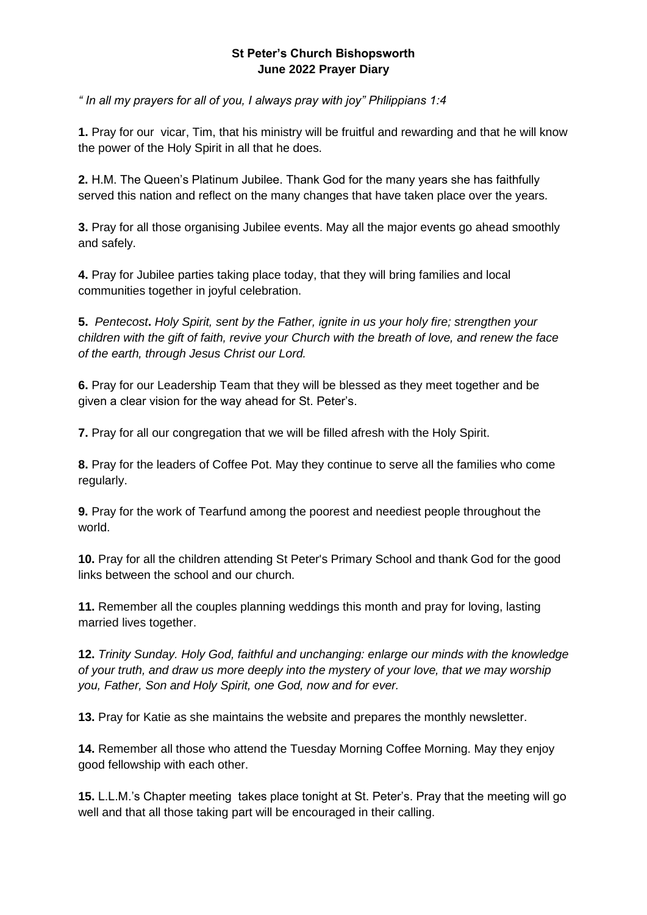**St Peter's Church Bishopsworth**
**June 2022 Prayer Diary**

*" In all my prayers for all of you, I always pray with joy" Philippians 1:4*

**1.** Pray for our vicar, Tim, that his ministry will be fruitful and rewarding and that he will know the power of the Holy Spirit in all that he does.

**2.** H.M. The Queen's Platinum Jubilee. Thank God for the many years she has faithfully served this nation and reflect on the many changes that have taken place over the years.

**3.** Pray for all those organising Jubilee events. May all the major events go ahead smoothly and safely.

**4.** Pray for Jubilee parties taking place today, that they will bring families and local communities together in joyful celebration.

**5.** *Pentecost***.** *Holy Spirit, sent by the Father, ignite in us your holy fire; strengthen your children with the gift of faith, revive your Church with the breath of love, and renew the face of the earth, through Jesus Christ our Lord.*

**6.** Pray for our Leadership Team that they will be blessed as they meet together and be given a clear vision for the way ahead for St. Peter's.

**7.** Pray for all our congregation that we will be filled afresh with the Holy Spirit.

**8.** Pray for the leaders of Coffee Pot. May they continue to serve all the families who come regularly.

**9.** Pray for the work of Tearfund among the poorest and neediest people throughout the world.

**10.** Pray for all the children attending St Peter's Primary School and thank God for the good links between the school and our church.

**11.** Remember all the couples planning weddings this month and pray for loving, lasting married lives together.

**12.** *Trinity Sunday. Holy God, faithful and unchanging: enlarge our minds with the knowledge of your truth, and draw us more deeply into the mystery of your love, that we may worship you, Father, Son and Holy Spirit, one God, now and for ever.*

**13.** Pray for Katie as she maintains the website and prepares the monthly newsletter.

**14.** Remember all those who attend the Tuesday Morning Coffee Morning. May they enjoy good fellowship with each other.

**15.** L.L.M.'s Chapter meeting takes place tonight at St. Peter's. Pray that the meeting will go well and that all those taking part will be encouraged in their calling.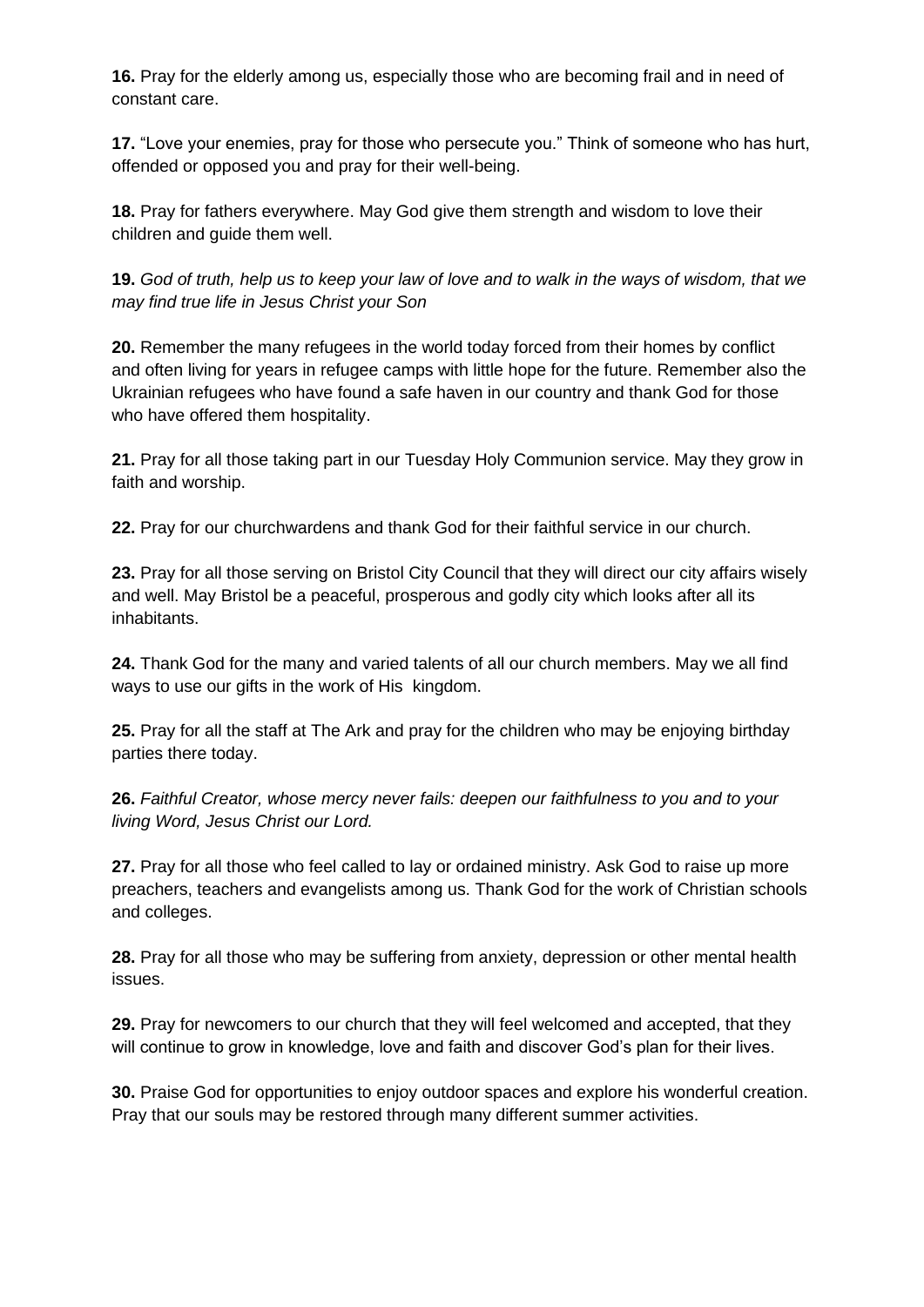**16.** Pray for the elderly among us, especially those who are becoming frail and in need of constant care.

**17.** "Love your enemies, pray for those who persecute you." Think of someone who has hurt, offended or opposed you and pray for their well-being.

**18.** Pray for fathers everywhere. May God give them strength and wisdom to love their children and guide them well.

**19.** *God of truth, help us to keep your law of love and to walk in the ways of wisdom, that we may find true life in Jesus Christ your Son*

**20.** Remember the many refugees in the world today forced from their homes by conflict and often living for years in refugee camps with little hope for the future. Remember also the Ukrainian refugees who have found a safe haven in our country and thank God for those who have offered them hospitality.

**21.** Pray for all those taking part in our Tuesday Holy Communion service. May they grow in faith and worship.

**22.** Pray for our churchwardens and thank God for their faithful service in our church.

**23.** Pray for all those serving on Bristol City Council that they will direct our city affairs wisely and well. May Bristol be a peaceful, prosperous and godly city which looks after all its inhabitants.

**24.** Thank God for the many and varied talents of all our church members. May we all find ways to use our gifts in the work of His kingdom.

**25.** Pray for all the staff at The Ark and pray for the children who may be enjoying birthday parties there today.

**26.** *Faithful Creator, whose mercy never fails: deepen our faithfulness to you and to your living Word, Jesus Christ our Lord.*

**27.** Pray for all those who feel called to lay or ordained ministry. Ask God to raise up more preachers, teachers and evangelists among us. Thank God for the work of Christian schools and colleges.

**28.** Pray for all those who may be suffering from anxiety, depression or other mental health issues.

**29.** Pray for newcomers to our church that they will feel welcomed and accepted, that they will continue to grow in knowledge, love and faith and discover God's plan for their lives.

**30.** Praise God for opportunities to enjoy outdoor spaces and explore his wonderful creation. Pray that our souls may be restored through many different summer activities.